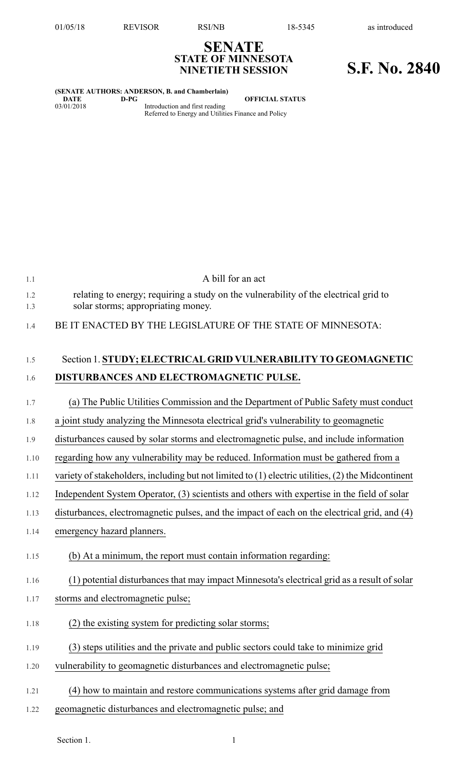# SENATE
## STATE OF MINNESOTA
## NINETIETH SESSION

# S.F. No. 2840

**(SENATE AUTHORS: ANDERSON, B. and Chamberlain)**

| DATE | D-PG | OFFICIAL STATUS |
| --- | --- | --- |
| 03/01/2018 | | Introduction and first reading<br>Referred to Energy and Utilities Finance and Policy |

A bill for an act

relating to energy; requiring a study on the vulnerability of the electrical grid to solar storms; appropriating money.

BE IT ENACTED BY THE LEGISLATURE OF THE STATE OF MINNESOTA:

Section 1. **STUDY; ELECTRICAL GRID VULNERABILITY TO GEOMAGNETIC DISTURBANCES AND ELECTROMAGNETIC PULSE.**

(a) The Public Utilities Commission and the Department of Public Safety must conduct a joint study analyzing the Minnesota electrical grid's vulnerability to geomagnetic disturbances caused by solar storms and electromagnetic pulse, and include information regarding how any vulnerability may be reduced. Information must be gathered from a variety of stakeholders, including but not limited to (1) electric utilities, (2) the Midcontinent Independent System Operator, (3) scientists and others with expertise in the field of solar disturbances, electromagnetic pulses, and the impact of each on the electrical grid, and (4) emergency hazard planners.

(b) At a minimum, the report must contain information regarding:

(1) potential disturbances that may impact Minnesota's electrical grid as a result of solar storms and electromagnetic pulse;

(2) the existing system for predicting solar storms;

(3) steps utilities and the private and public sectors could take to minimize grid vulnerability to geomagnetic disturbances and electromagnetic pulse;

(4) how to maintain and restore communications systems after grid damage from geomagnetic disturbances and electromagnetic pulse; and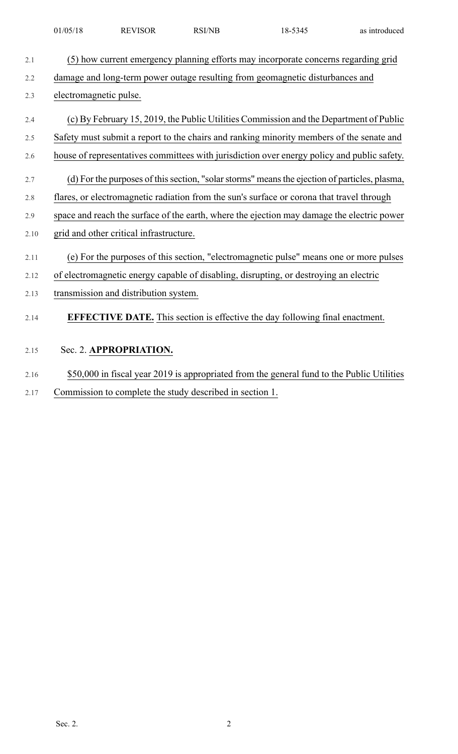(5) how current emergency planning efforts may incorporate concerns regarding grid damage and long-term power outage resulting from geomagnetic disturbances and electromagnetic pulse.

(c) By February 15, 2019, the Public Utilities Commission and the Department of Public Safety must submit a report to the chairs and ranking minority members of the senate and house of representatives committees with jurisdiction over energy policy and public safety.

(d) For the purposes of this section, "solar storms" means the ejection of particles, plasma, flares, or electromagnetic radiation from the sun's surface or corona that travel through space and reach the surface of the earth, where the ejection may damage the electric power grid and other critical infrastructure.

(e) For the purposes of this section, "electromagnetic pulse" means one or more pulses of electromagnetic energy capable of disabling, disrupting, or destroying an electric transmission and distribution system.

**EFFECTIVE DATE.** This section is effective the day following final enactment.

Sec. 2. **APPROPRIATION.**

$50,000 in fiscal year 2019 is appropriated from the general fund to the Public Utilities Commission to complete the study described in section 1.